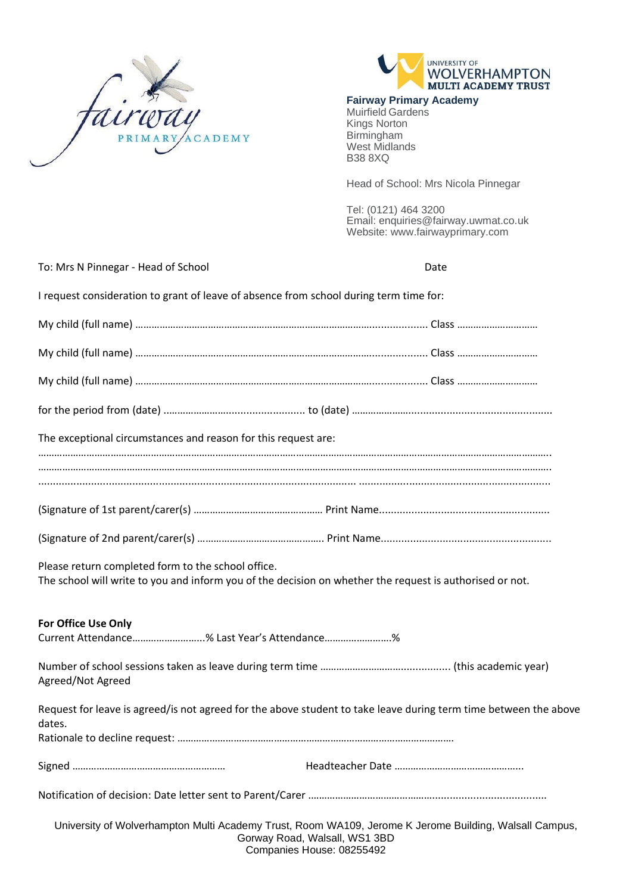**Fairway Primary Academy**
Muirfield Gardens
Kings Norton
Birmingham
West Midlands
B38 8XQ

Head of School: Mrs Nicola Pinnegar

Tel: (0121) 464 3200
Email: enquiries@fairway.uwmat.co.uk
Website: www.fairwayprimary.com

To: Mrs N Pinnegar - Head of School Date

I request consideration to grant of leave of absence from school during term time for:

My child (full name) ……………………………………………………………………………..................... Class …………………………

My child (full name) ……………………………………………………………………………..................... Class …………………………

My child (full name) ……………………………………………………………………………..................... Class …………………………

for the period from (date) ……………………........................ to (date) ……………………..............................................

The exceptional circumstances and reason for this request are:

……………………………………………………………………………………………………………………………………………………………..
……………………………………………………………………………………………………………………………………………………………..
……………………………………………………………………………………………………………………………………………………………..

(Signature of 1st parent/carer(s) ………………………………………… Print Name.........................................................

(Signature of 2nd parent/carer(s) ……………………………………….. Print Name.........................................................

Please return completed form to the school office.
The school will write to you and inform you of the decision on whether the request is authorised or not.

**For Office Use Only**
Current Attendance………………………% Last Year's Attendance……………………%

Number of school sessions taken as leave during term time …………………………….............. (this academic year)
Agreed/Not Agreed

Request for leave is agreed/is not agreed for the above student to take leave during term time between the above dates.
Rationale to decline request: …………………………………………………………………………………………

Signed ………………………………………………… Headteacher Date ………………………………………..

Notification of decision: Date letter sent to Parent/Carer ………………………………………......................................

University of Wolverhampton Multi Academy Trust, Room WA109, Jerome K Jerome Building, Walsall Campus, Gorway Road, Walsall, WS1 3BD
Companies House: 08255492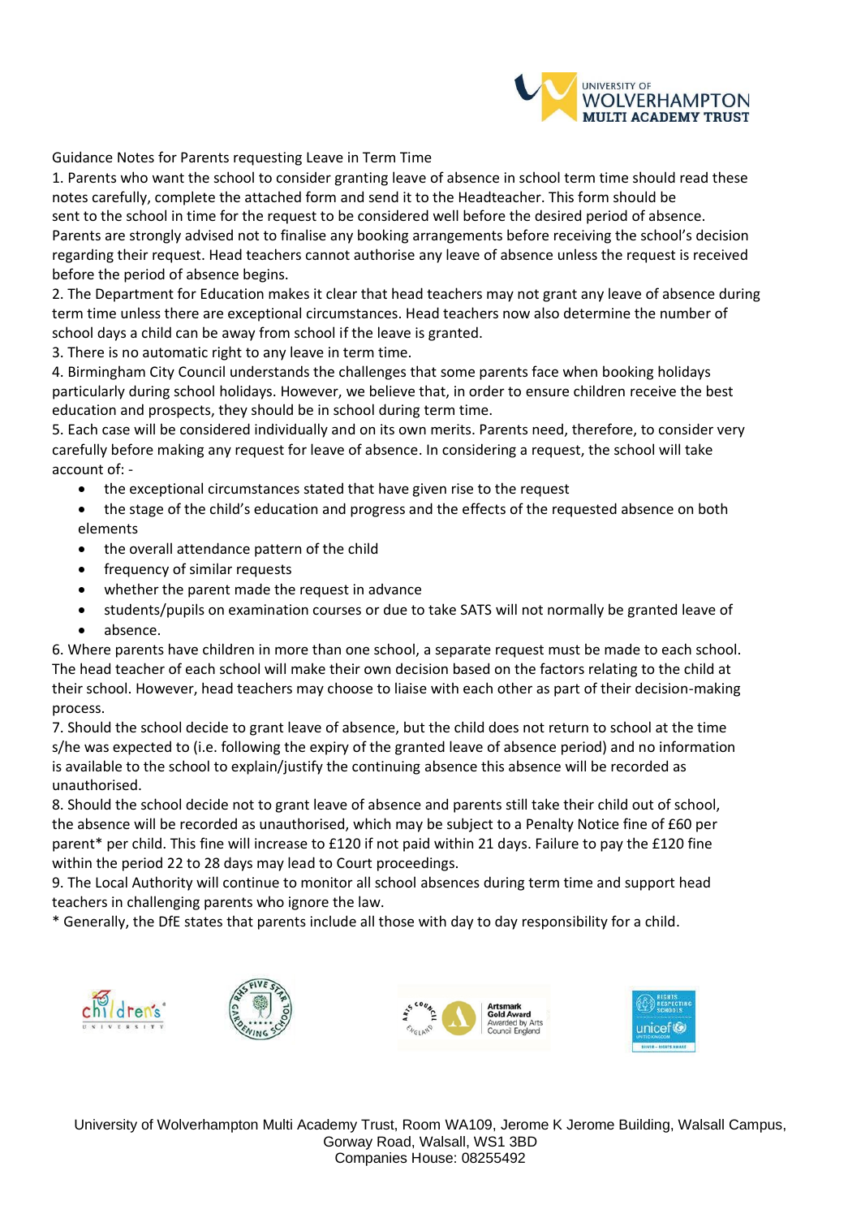Guidance Notes for Parents requesting Leave in Term Time

1. Parents who want the school to consider granting leave of absence in school term time should read these notes carefully, complete the attached form and send it to the Headteacher. This form should be sent to the school in time for the request to be considered well before the desired period of absence. Parents are strongly advised not to finalise any booking arrangements before receiving the school's decision regarding their request. Head teachers cannot authorise any leave of absence unless the request is received before the period of absence begins.
2. The Department for Education makes it clear that head teachers may not grant any leave of absence during term time unless there are exceptional circumstances. Head teachers now also determine the number of school days a child can be away from school if the leave is granted.
3. There is no automatic right to any leave in term time.
4. Birmingham City Council understands the challenges that some parents face when booking holidays particularly during school holidays. However, we believe that, in order to ensure children receive the best education and prospects, they should be in school during term time.
5. Each case will be considered individually and on its own merits. Parents need, therefore, to consider very carefully before making any request for leave of absence. In considering a request, the school will take account of: -
   - the exceptional circumstances stated that have given rise to the request
   - the stage of the child's education and progress and the effects of the requested absence on both elements
   - the overall attendance pattern of the child
   - frequency of similar requests
   - whether the parent made the request in advance
   - students/pupils on examination courses or due to take SATS will not normally be granted leave of
   - absence.
6. Where parents have children in more than one school, a separate request must be made to each school. The head teacher of each school will make their own decision based on the factors relating to the child at their school. However, head teachers may choose to liaise with each other as part of their decision-making process.
7. Should the school decide to grant leave of absence, but the child does not return to school at the time s/he was expected to (i.e. following the expiry of the granted leave of absence period) and no information is available to the school to explain/justify the continuing absence this absence will be recorded as unauthorised.
8. Should the school decide not to grant leave of absence and parents still take their child out of school, the absence will be recorded as unauthorised, which may be subject to a Penalty Notice fine of £60 per parent* per child. This fine will increase to £120 if not paid within 21 days. Failure to pay the £120 fine within the period 22 to 28 days may lead to Court proceedings.
9. The Local Authority will continue to monitor all school absences during term time and support head teachers in challenging parents who ignore the law.

* Generally, the DfE states that parents include all those with day to day responsibility for a child.